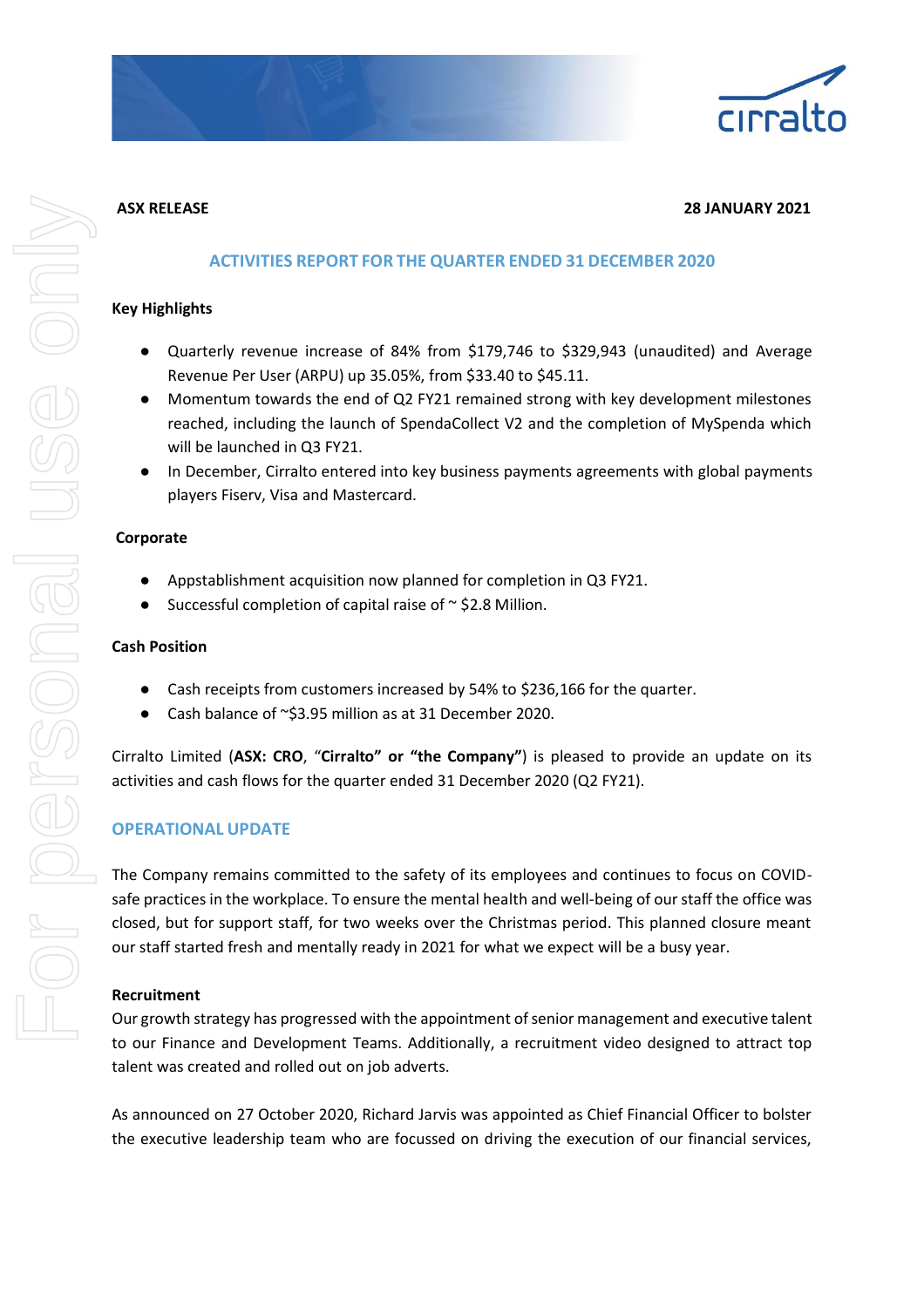**ASX RELEASE** **28 JANUARY 2021**

## ACTIVITIES REPORT FOR THE QUARTER ENDED 31 DECEMBER 2020

### Key Highlights

- Quarterly revenue increase of 84% from $179,746 to $329,943 (unaudited) and Average Revenue Per User (ARPU) up 35.05%, from $33.40 to $45.11.
- Momentum towards the end of Q2 FY21 remained strong with key development milestones reached, including the launch of SpendaCollect V2 and the completion of MySpenda which will be launched in Q3 FY21.
- In December, Cirralto entered into key business payments agreements with global payments players Fiserv, Visa and Mastercard.

### Corporate

- Appstablishment acquisition now planned for completion in Q3 FY21.
- Successful completion of capital raise of ~ $2.8 Million.

### Cash Position

- Cash receipts from customers increased by 54% to $236,166 for the quarter.
- Cash balance of ~$3.95 million as at 31 December 2020.

Cirralto Limited (**ASX: CRO**, "**Cirralto" or "the Company"**) is pleased to provide an update on its activities and cash flows for the quarter ended 31 December 2020 (Q2 FY21).

## OPERATIONAL UPDATE

The Company remains committed to the safety of its employees and continues to focus on COVID-safe practices in the workplace. To ensure the mental health and well-being of our staff the office was closed, but for support staff, for two weeks over the Christmas period. This planned closure meant our staff started fresh and mentally ready in 2021 for what we expect will be a busy year.

### Recruitment

Our growth strategy has progressed with the appointment of senior management and executive talent to our Finance and Development Teams. Additionally, a recruitment video designed to attract top talent was created and rolled out on job adverts.

As announced on 27 October 2020, Richard Jarvis was appointed as Chief Financial Officer to bolster the executive leadership team who are focussed on driving the execution of our financial services,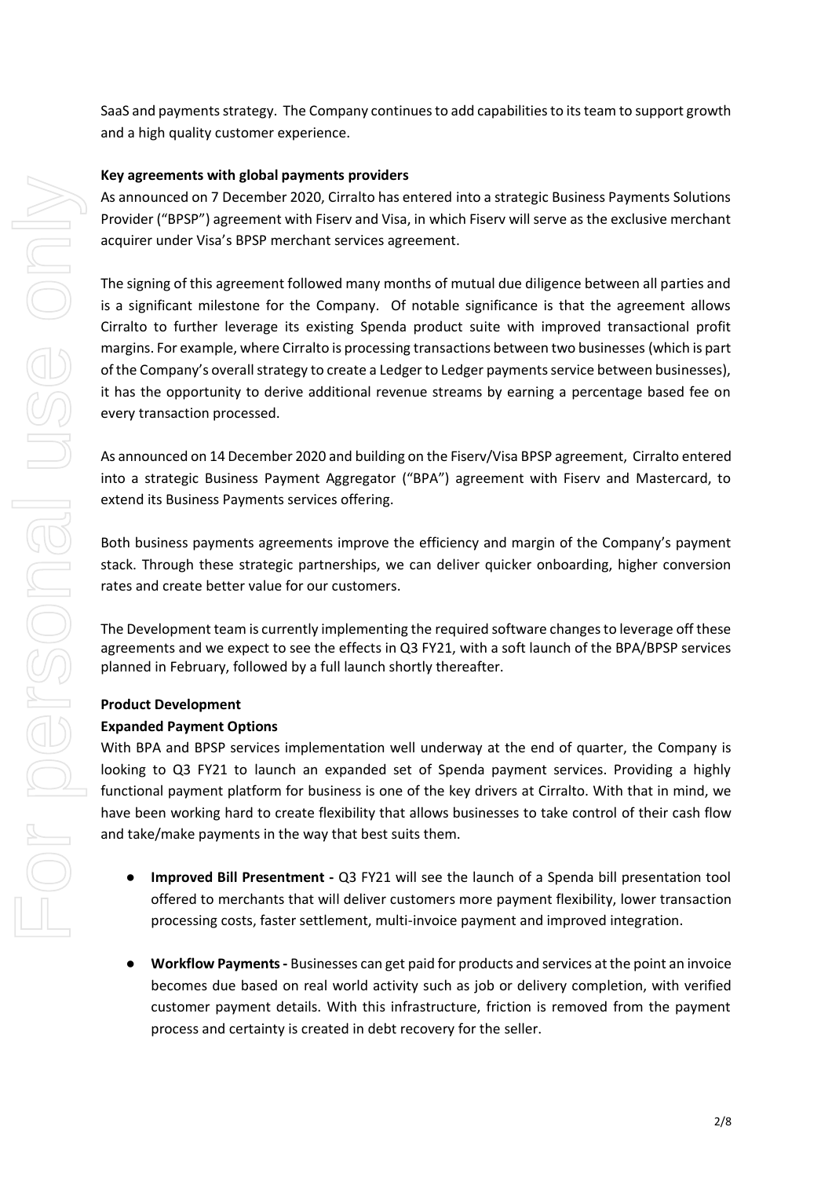SaaS and payments strategy. The Company continues to add capabilities to its team to support growth and a high quality customer experience.

**Key agreements with global payments providers**

As announced on 7 December 2020, Cirralto has entered into a strategic Business Payments Solutions Provider ("BPSP") agreement with Fiserv and Visa, in which Fiserv will serve as the exclusive merchant acquirer under Visa's BPSP merchant services agreement.

The signing of this agreement followed many months of mutual due diligence between all parties and is a significant milestone for the Company. Of notable significance is that the agreement allows Cirralto to further leverage its existing Spenda product suite with improved transactional profit margins. For example, where Cirralto is processing transactions between two businesses (which is part of the Company's overall strategy to create a Ledger to Ledger payments service between businesses), it has the opportunity to derive additional revenue streams by earning a percentage based fee on every transaction processed.

As announced on 14 December 2020 and building on the Fiserv/Visa BPSP agreement, Cirralto entered into a strategic Business Payment Aggregator ("BPA") agreement with Fiserv and Mastercard, to extend its Business Payments services offering.

Both business payments agreements improve the efficiency and margin of the Company's payment stack. Through these strategic partnerships, we can deliver quicker onboarding, higher conversion rates and create better value for our customers.

The Development team is currently implementing the required software changes to leverage off these agreements and we expect to see the effects in Q3 FY21, with a soft launch of the BPA/BPSP services planned in February, followed by a full launch shortly thereafter.

**Product Development**

**Expanded Payment Options**

With BPA and BPSP services implementation well underway at the end of quarter, the Company is looking to Q3 FY21 to launch an expanded set of Spenda payment services. Providing a highly functional payment platform for business is one of the key drivers at Cirralto. With that in mind, we have been working hard to create flexibility that allows businesses to take control of their cash flow and take/make payments in the way that best suits them.

- **Improved Bill Presentment -** Q3 FY21 will see the launch of a Spenda bill presentation tool offered to merchants that will deliver customers more payment flexibility, lower transaction processing costs, faster settlement, multi-invoice payment and improved integration.

- **Workflow Payments -** Businesses can get paid for products and services at the point an invoice becomes due based on real world activity such as job or delivery completion, with verified customer payment details. With this infrastructure, friction is removed from the payment process and certainty is created in debt recovery for the seller.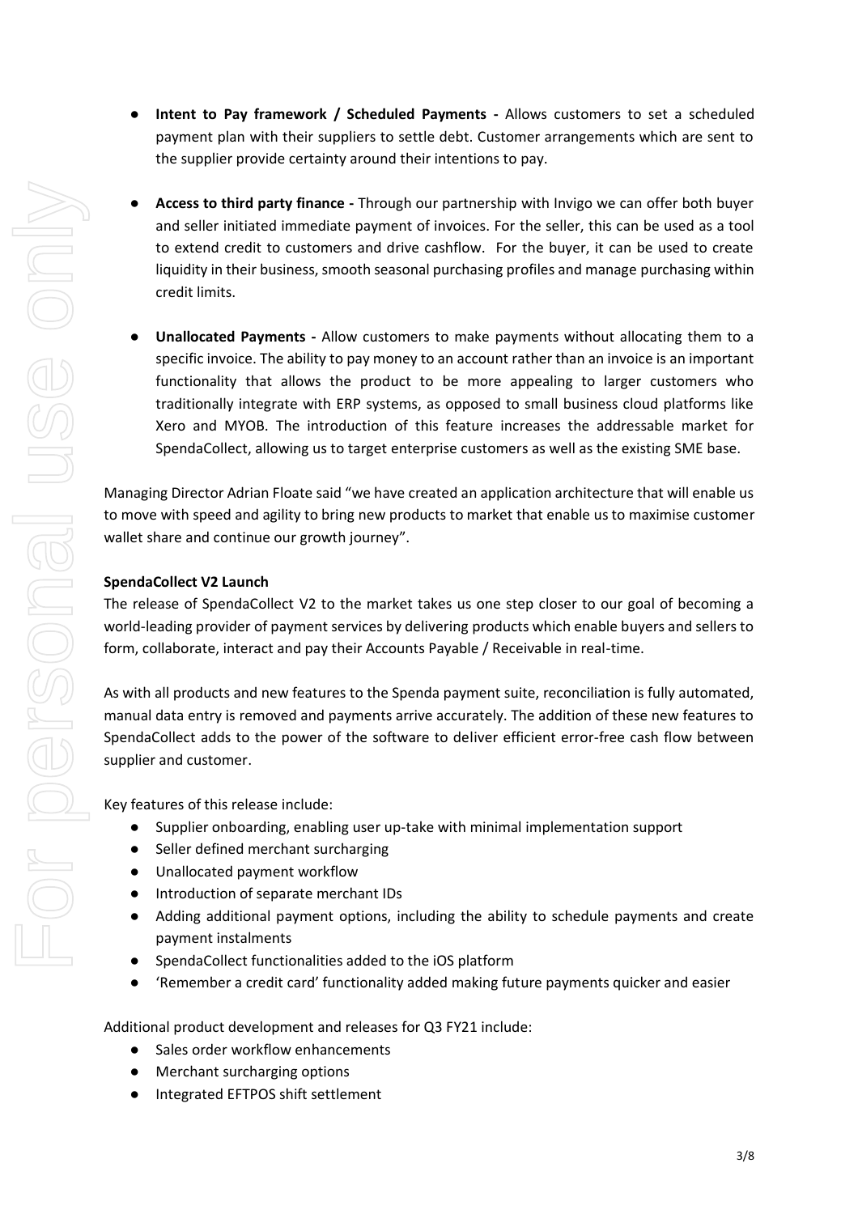- **Intent to Pay framework / Scheduled Payments -** Allows customers to set a scheduled payment plan with their suppliers to settle debt. Customer arrangements which are sent to the supplier provide certainty around their intentions to pay.

- **Access to third party finance -** Through our partnership with Invigo we can offer both buyer and seller initiated immediate payment of invoices. For the seller, this can be used as a tool to extend credit to customers and drive cashflow. For the buyer, it can be used to create liquidity in their business, smooth seasonal purchasing profiles and manage purchasing within credit limits.

- **Unallocated Payments -** Allow customers to make payments without allocating them to a specific invoice. The ability to pay money to an account rather than an invoice is an important functionality that allows the product to be more appealing to larger customers who traditionally integrate with ERP systems, as opposed to small business cloud platforms like Xero and MYOB. The introduction of this feature increases the addressable market for SpendaCollect, allowing us to target enterprise customers as well as the existing SME base.

Managing Director Adrian Floate said "we have created an application architecture that will enable us to move with speed and agility to bring new products to market that enable us to maximise customer wallet share and continue our growth journey".

**SpendaCollect V2 Launch**

The release of SpendaCollect V2 to the market takes us one step closer to our goal of becoming a world-leading provider of payment services by delivering products which enable buyers and sellers to form, collaborate, interact and pay their Accounts Payable / Receivable in real-time.

As with all products and new features to the Spenda payment suite, reconciliation is fully automated, manual data entry is removed and payments arrive accurately. The addition of these new features to SpendaCollect adds to the power of the software to deliver efficient error-free cash flow between supplier and customer.

Key features of this release include:

- Supplier onboarding, enabling user up-take with minimal implementation support
- Seller defined merchant surcharging
- Unallocated payment workflow
- Introduction of separate merchant IDs
- Adding additional payment options, including the ability to schedule payments and create payment instalments
- SpendaCollect functionalities added to the iOS platform
- 'Remember a credit card' functionality added making future payments quicker and easier

Additional product development and releases for Q3 FY21 include:

- Sales order workflow enhancements
- Merchant surcharging options
- Integrated EFTPOS shift settlement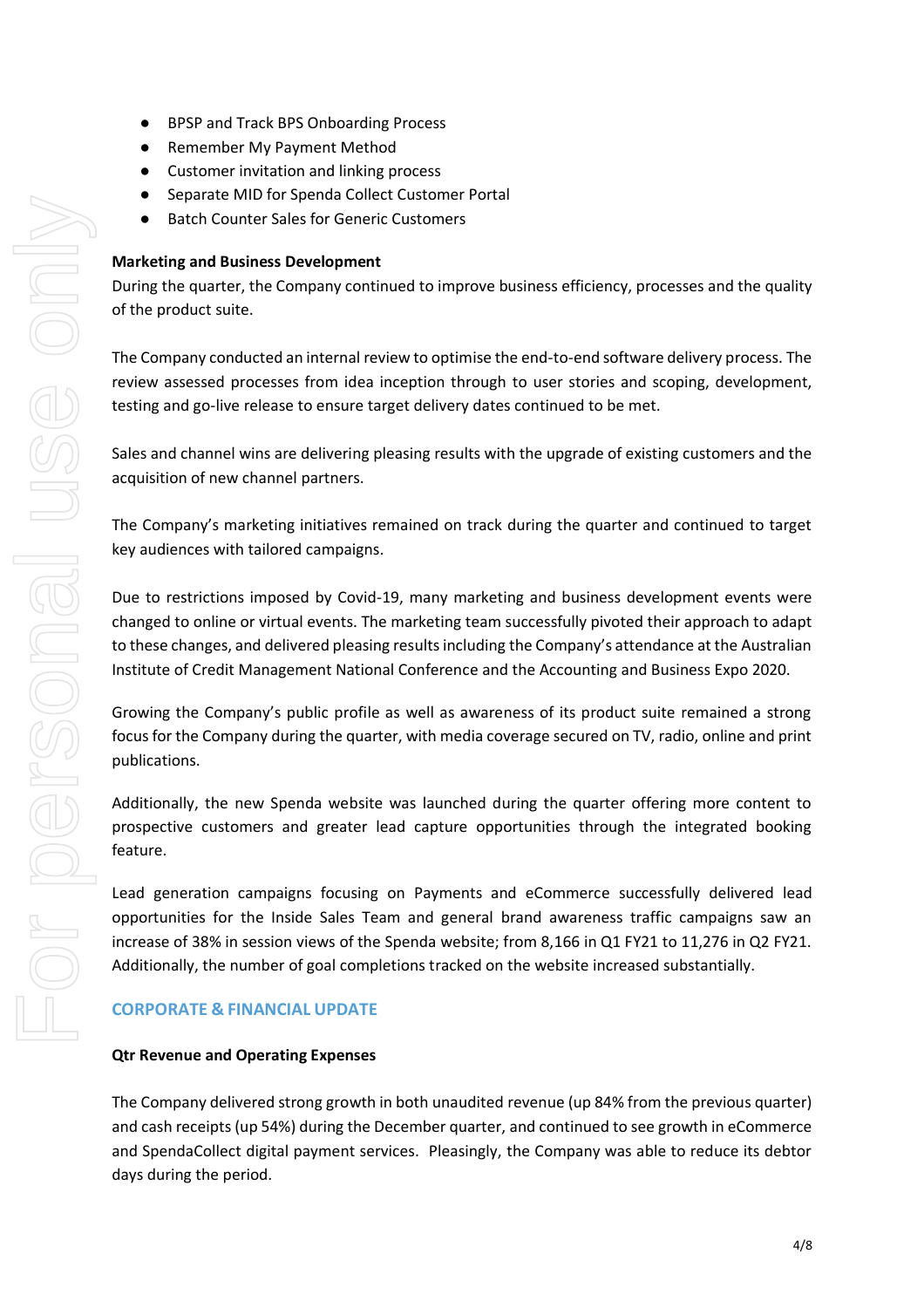- BPSP and Track BPS Onboarding Process
- Remember My Payment Method
- Customer invitation and linking process
- Separate MID for Spenda Collect Customer Portal
- Batch Counter Sales for Generic Customers

**Marketing and Business Development**

During the quarter, the Company continued to improve business efficiency, processes and the quality of the product suite.

The Company conducted an internal review to optimise the end-to-end software delivery process. The review assessed processes from idea inception through to user stories and scoping, development, testing and go-live release to ensure target delivery dates continued to be met.

Sales and channel wins are delivering pleasing results with the upgrade of existing customers and the acquisition of new channel partners.

The Company's marketing initiatives remained on track during the quarter and continued to target key audiences with tailored campaigns.

Due to restrictions imposed by Covid-19, many marketing and business development events were changed to online or virtual events. The marketing team successfully pivoted their approach to adapt to these changes, and delivered pleasing results including the Company's attendance at the Australian Institute of Credit Management National Conference and the Accounting and Business Expo 2020.

Growing the Company's public profile as well as awareness of its product suite remained a strong focus for the Company during the quarter, with media coverage secured on TV, radio, online and print publications.

Additionally, the new Spenda website was launched during the quarter offering more content to prospective customers and greater lead capture opportunities through the integrated booking feature.

Lead generation campaigns focusing on Payments and eCommerce successfully delivered lead opportunities for the Inside Sales Team and general brand awareness traffic campaigns saw an increase of 38% in session views of the Spenda website; from 8,166 in Q1 FY21 to 11,276 in Q2 FY21. Additionally, the number of goal completions tracked on the website increased substantially.

## CORPORATE & FINANCIAL UPDATE

**Qtr Revenue and Operating Expenses**

The Company delivered strong growth in both unaudited revenue (up 84% from the previous quarter) and cash receipts (up 54%) during the December quarter, and continued to see growth in eCommerce and SpendaCollect digital payment services. Pleasingly, the Company was able to reduce its debtor days during the period.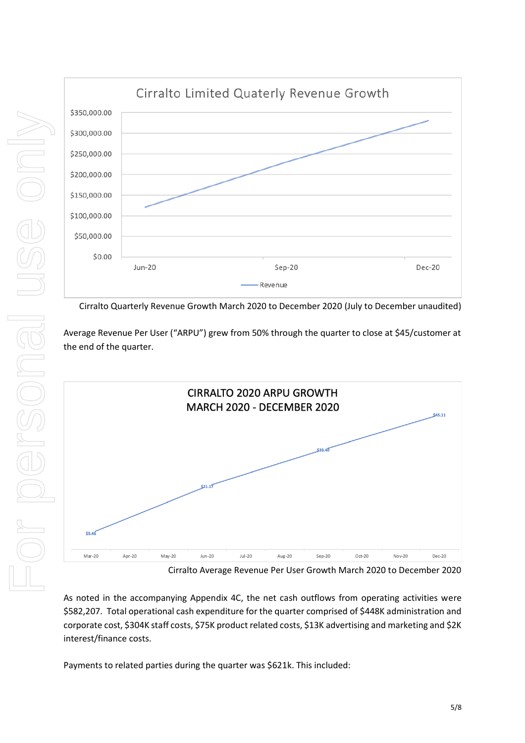Cirralto Quarterly Revenue Growth March 2020 to December 2020 (July to December unaudited)

Average Revenue Per User ("ARPU") grew from 50% through the quarter to close at $45/customer at the end of the quarter.

Cirralto Average Revenue Per User Growth March 2020 to December 2020

As noted in the accompanying Appendix 4C, the net cash outflows from operating activities were $582,207. Total operational cash expenditure for the quarter comprised of $448K administration and corporate cost, $304K staff costs, $75K product related costs, $13K advertising and marketing and $2K interest/finance costs.

Payments to related parties during the quarter was $621k. This included: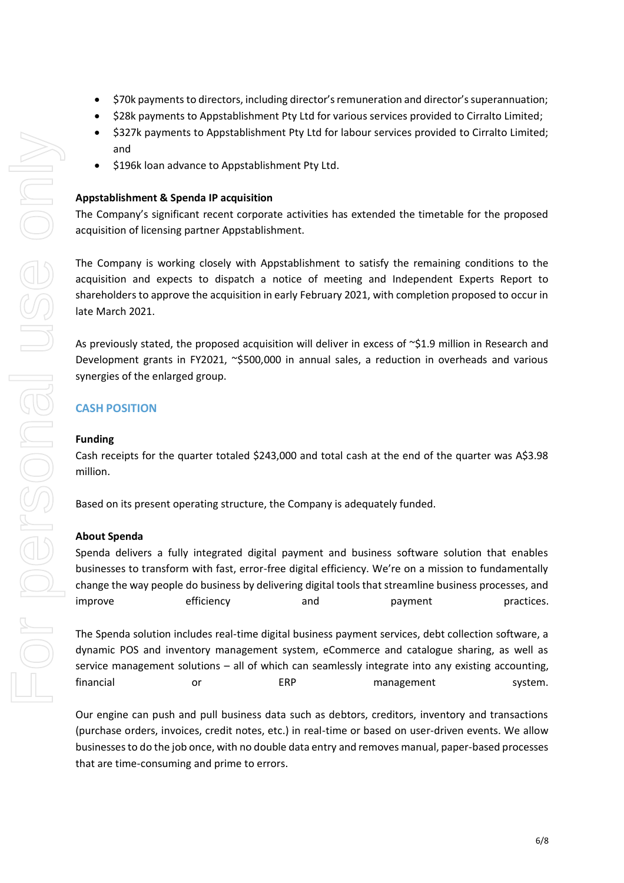- \$70k payments to directors, including director's remuneration and director's superannuation;
- \$28k payments to Appstablishment Pty Ltd for various services provided to Cirralto Limited;
- \$327k payments to Appstablishment Pty Ltd for labour services provided to Cirralto Limited; and
- \$196k loan advance to Appstablishment Pty Ltd.

**Appstablishment & Spenda IP acquisition**

The Company's significant recent corporate activities has extended the timetable for the proposed acquisition of licensing partner Appstablishment.

The Company is working closely with Appstablishment to satisfy the remaining conditions to the acquisition and expects to dispatch a notice of meeting and Independent Experts Report to shareholders to approve the acquisition in early February 2021, with completion proposed to occur in late March 2021.

As previously stated, the proposed acquisition will deliver in excess of ~\$1.9 million in Research and Development grants in FY2021, ~\$500,000 in annual sales, a reduction in overheads and various synergies of the enlarged group.

## CASH POSITION

**Funding**

Cash receipts for the quarter totaled \$243,000 and total cash at the end of the quarter was A\$3.98 million.

Based on its present operating structure, the Company is adequately funded.

**About Spenda**

Spenda delivers a fully integrated digital payment and business software solution that enables businesses to transform with fast, error-free digital efficiency. We're on a mission to fundamentally change the way people do business by delivering digital tools that streamline business processes, and improve efficiency and payment practices.

The Spenda solution includes real-time digital business payment services, debt collection software, a dynamic POS and inventory management system, eCommerce and catalogue sharing, as well as service management solutions – all of which can seamlessly integrate into any existing accounting, financial or ERP management system.

Our engine can push and pull business data such as debtors, creditors, inventory and transactions (purchase orders, invoices, credit notes, etc.) in real-time or based on user-driven events. We allow businesses to do the job once, with no double data entry and removes manual, paper-based processes that are time-consuming and prime to errors.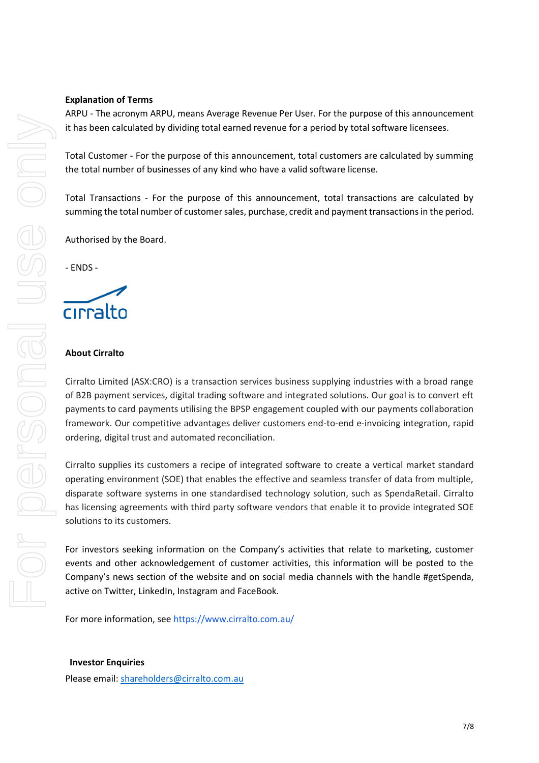**Explanation of Terms**

ARPU - The acronym ARPU, means Average Revenue Per User. For the purpose of this announcement it has been calculated by dividing total earned revenue for a period by total software licensees.

Total Customer - For the purpose of this announcement, total customers are calculated by summing the total number of businesses of any kind who have a valid software license.

Total Transactions - For the purpose of this announcement, total transactions are calculated by summing the total number of customer sales, purchase, credit and payment transactions in the period.

Authorised by the Board.

- ENDS -

cirralto

**About Cirralto**

Cirralto Limited (ASX:CRO) is a transaction services business supplying industries with a broad range of B2B payment services, digital trading software and integrated solutions. Our goal is to convert eft payments to card payments utilising the BPSP engagement coupled with our payments collaboration framework. Our competitive advantages deliver customers end-to-end e-invoicing integration, rapid ordering, digital trust and automated reconciliation.

Cirralto supplies its customers a recipe of integrated software to create a vertical market standard operating environment (SOE) that enables the effective and seamless transfer of data from multiple, disparate software systems in one standardised technology solution, such as SpendaRetail. Cirralto has licensing agreements with third party software vendors that enable it to provide integrated SOE solutions to its customers.

For investors seeking information on the Company's activities that relate to marketing, customer events and other acknowledgement of customer activities, this information will be posted to the Company's news section of the website and on social media channels with the handle #getSpenda, active on Twitter, LinkedIn, Instagram and FaceBook.

For more information, see https://www.cirralto.com.au/

**Investor Enquiries**

Please email: shareholders@cirralto.com.au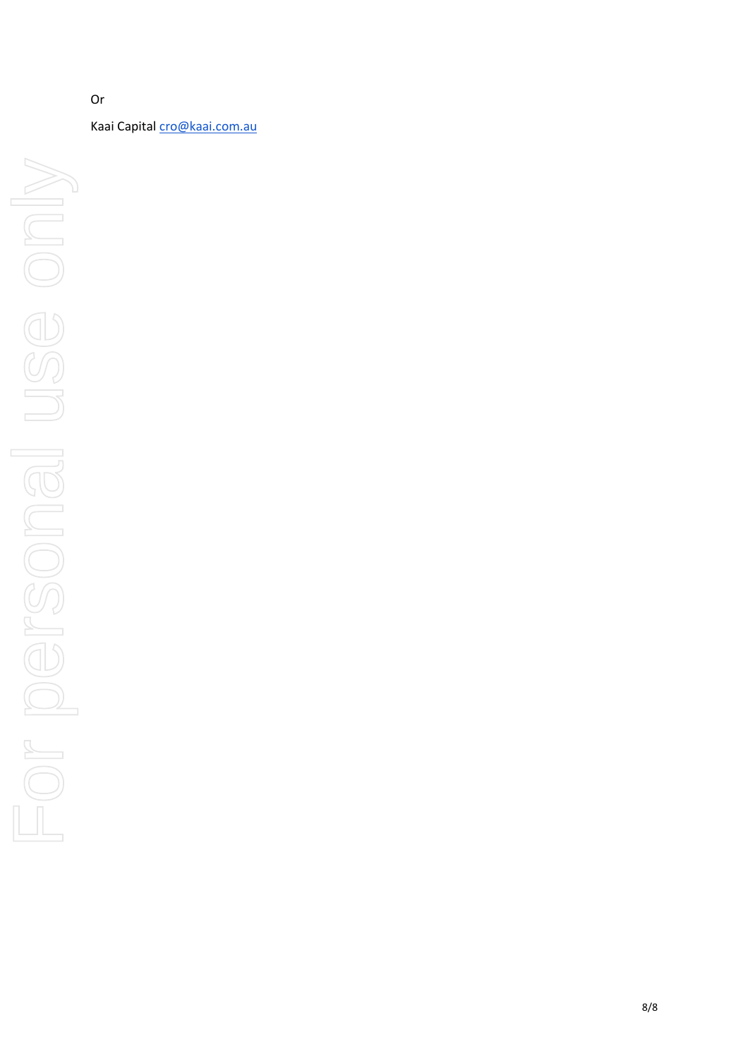Or

Kaai Capital cro@kaai.com.au